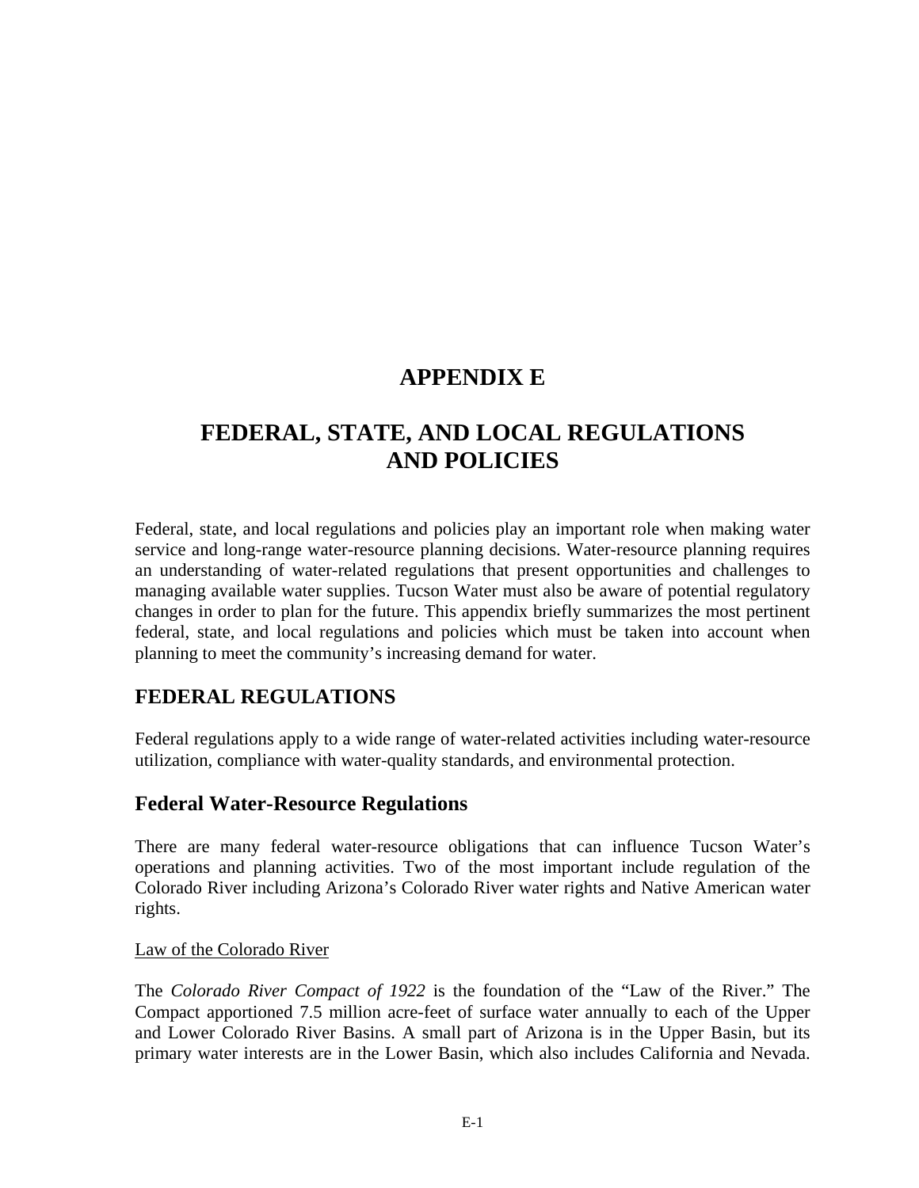# APPENDIX E

# FEDERAL, STATE, AND LOCAL REGULATIONS AND POLICIES

Federal, state, and local regulations and policies play an important role when making water service and long-range water-resource planning decisions. Water-resource planning requires an understanding of water-related regulations that present opportunities and challenges to managing available water supplies. Tucson Water must also be aware of potential regulatory changes in order to plan for the future. This appendix briefly summarizes the most pertinent federal, state, and local regulations and policies which must be taken into account when planning to meet the community's increasing demand for water.

## FEDERAL REGULATIONS

Federal regulations apply to a wide range of water-related activities including water-resource utilization, compliance with water-quality standards, and environmental protection.

### Federal Water-Resource Regulations

There are many federal water-resource obligations that can influence Tucson Water's operations and planning activities. Two of the most important include regulation of the Colorado River including Arizona's Colorado River water rights and Native American water rights.

Law of the Colorado River

The *Colorado River Compact of 1922* is the foundation of the "Law of the River." The Compact apportioned 7.5 million acre-feet of surface water annually to each of the Upper and Lower Colorado River Basins. A small part of Arizona is in the Upper Basin, but its primary water interests are in the Lower Basin, which also includes California and Nevada.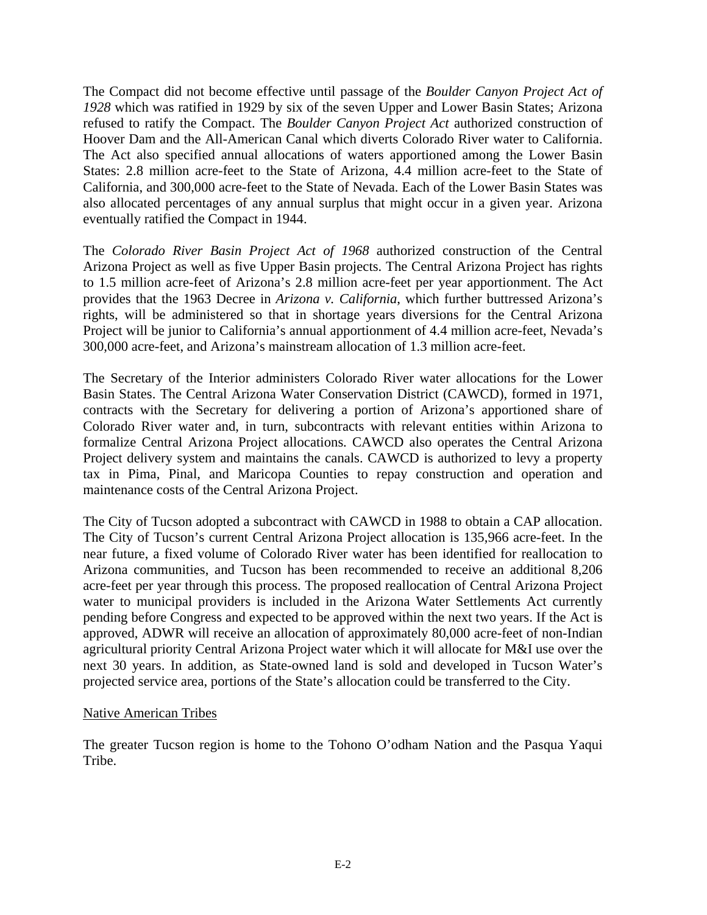The Compact did not become effective until passage of the *Boulder Canyon Project Act of 1928* which was ratified in 1929 by six of the seven Upper and Lower Basin States; Arizona refused to ratify the Compact. The *Boulder Canyon Project Act* authorized construction of Hoover Dam and the All-American Canal which diverts Colorado River water to California. The Act also specified annual allocations of waters apportioned among the Lower Basin States: 2.8 million acre-feet to the State of Arizona, 4.4 million acre-feet to the State of California, and 300,000 acre-feet to the State of Nevada. Each of the Lower Basin States was also allocated percentages of any annual surplus that might occur in a given year. Arizona eventually ratified the Compact in 1944.

The *Colorado River Basin Project Act of 1968* authorized construction of the Central Arizona Project as well as five Upper Basin projects. The Central Arizona Project has rights to 1.5 million acre-feet of Arizona's 2.8 million acre-feet per year apportionment. The Act provides that the 1963 Decree in *Arizona v. California*, which further buttressed Arizona's rights, will be administered so that in shortage years diversions for the Central Arizona Project will be junior to California's annual apportionment of 4.4 million acre-feet, Nevada's 300,000 acre-feet, and Arizona's mainstream allocation of 1.3 million acre-feet.

The Secretary of the Interior administers Colorado River water allocations for the Lower Basin States. The Central Arizona Water Conservation District (CAWCD), formed in 1971, contracts with the Secretary for delivering a portion of Arizona's apportioned share of Colorado River water and, in turn, subcontracts with relevant entities within Arizona to formalize Central Arizona Project allocations. CAWCD also operates the Central Arizona Project delivery system and maintains the canals. CAWCD is authorized to levy a property tax in Pima, Pinal, and Maricopa Counties to repay construction and operation and maintenance costs of the Central Arizona Project.

The City of Tucson adopted a subcontract with CAWCD in 1988 to obtain a CAP allocation. The City of Tucson's current Central Arizona Project allocation is 135,966 acre-feet. In the near future, a fixed volume of Colorado River water has been identified for reallocation to Arizona communities, and Tucson has been recommended to receive an additional 8,206 acre-feet per year through this process. The proposed reallocation of Central Arizona Project water to municipal providers is included in the Arizona Water Settlements Act currently pending before Congress and expected to be approved within the next two years. If the Act is approved, ADWR will receive an allocation of approximately 80,000 acre-feet of non-Indian agricultural priority Central Arizona Project water which it will allocate for M&I use over the next 30 years. In addition, as State-owned land is sold and developed in Tucson Water's projected service area, portions of the State's allocation could be transferred to the City.

## Native American Tribes

The greater Tucson region is home to the Tohono O'odham Nation and the Pasqua Yaqui Tribe.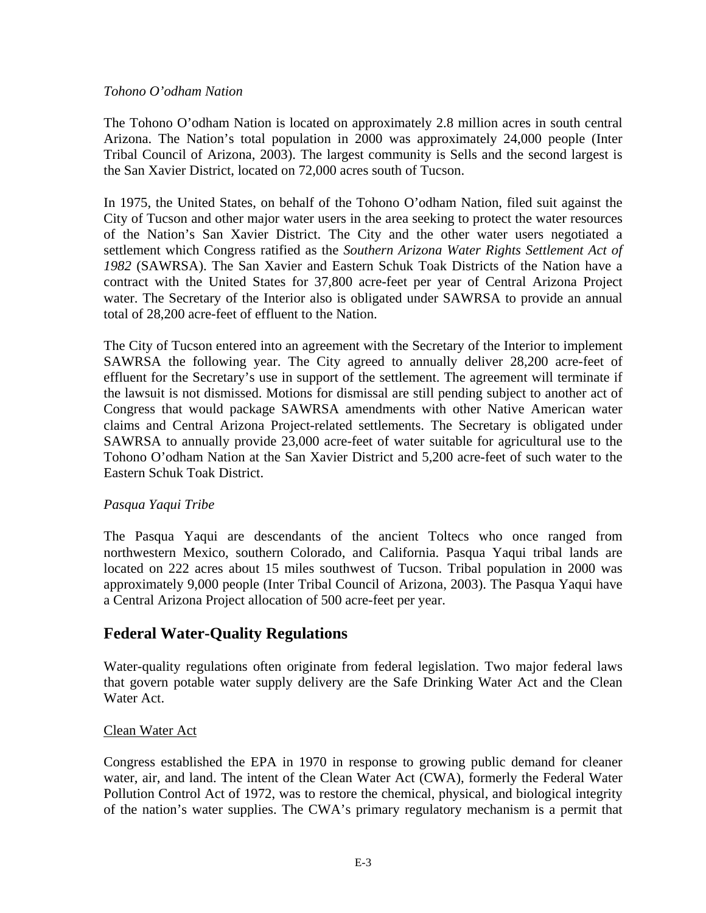*Tohono O'odham Nation*

The Tohono O'odham Nation is located on approximately 2.8 million acres in south central Arizona. The Nation's total population in 2000 was approximately 24,000 people (Inter Tribal Council of Arizona, 2003). The largest community is Sells and the second largest is the San Xavier District, located on 72,000 acres south of Tucson.

In 1975, the United States, on behalf of the Tohono O'odham Nation, filed suit against the City of Tucson and other major water users in the area seeking to protect the water resources of the Nation's San Xavier District. The City and the other water users negotiated a settlement which Congress ratified as the *Southern Arizona Water Rights Settlement Act of 1982* (SAWRSA). The San Xavier and Eastern Schuk Toak Districts of the Nation have a contract with the United States for 37,800 acre-feet per year of Central Arizona Project water. The Secretary of the Interior also is obligated under SAWRSA to provide an annual total of 28,200 acre-feet of effluent to the Nation.

The City of Tucson entered into an agreement with the Secretary of the Interior to implement SAWRSA the following year. The City agreed to annually deliver 28,200 acre-feet of effluent for the Secretary's use in support of the settlement. The agreement will terminate if the lawsuit is not dismissed. Motions for dismissal are still pending subject to another act of Congress that would package SAWRSA amendments with other Native American water claims and Central Arizona Project-related settlements. The Secretary is obligated under SAWRSA to annually provide 23,000 acre-feet of water suitable for agricultural use to the Tohono O'odham Nation at the San Xavier District and 5,200 acre-feet of such water to the Eastern Schuk Toak District.

*Pasqua Yaqui Tribe*

The Pasqua Yaqui are descendants of the ancient Toltecs who once ranged from northwestern Mexico, southern Colorado, and California. Pasqua Yaqui tribal lands are located on 222 acres about 15 miles southwest of Tucson. Tribal population in 2000 was approximately 9,000 people (Inter Tribal Council of Arizona, 2003). The Pasqua Yaqui have a Central Arizona Project allocation of 500 acre-feet per year.

## Federal Water-Quality Regulations

Water-quality regulations often originate from federal legislation. Two major federal laws that govern potable water supply delivery are the Safe Drinking Water Act and the Clean Water Act.

Clean Water Act

Congress established the EPA in 1970 in response to growing public demand for cleaner water, air, and land. The intent of the Clean Water Act (CWA), formerly the Federal Water Pollution Control Act of 1972, was to restore the chemical, physical, and biological integrity of the nation's water supplies. The CWA's primary regulatory mechanism is a permit that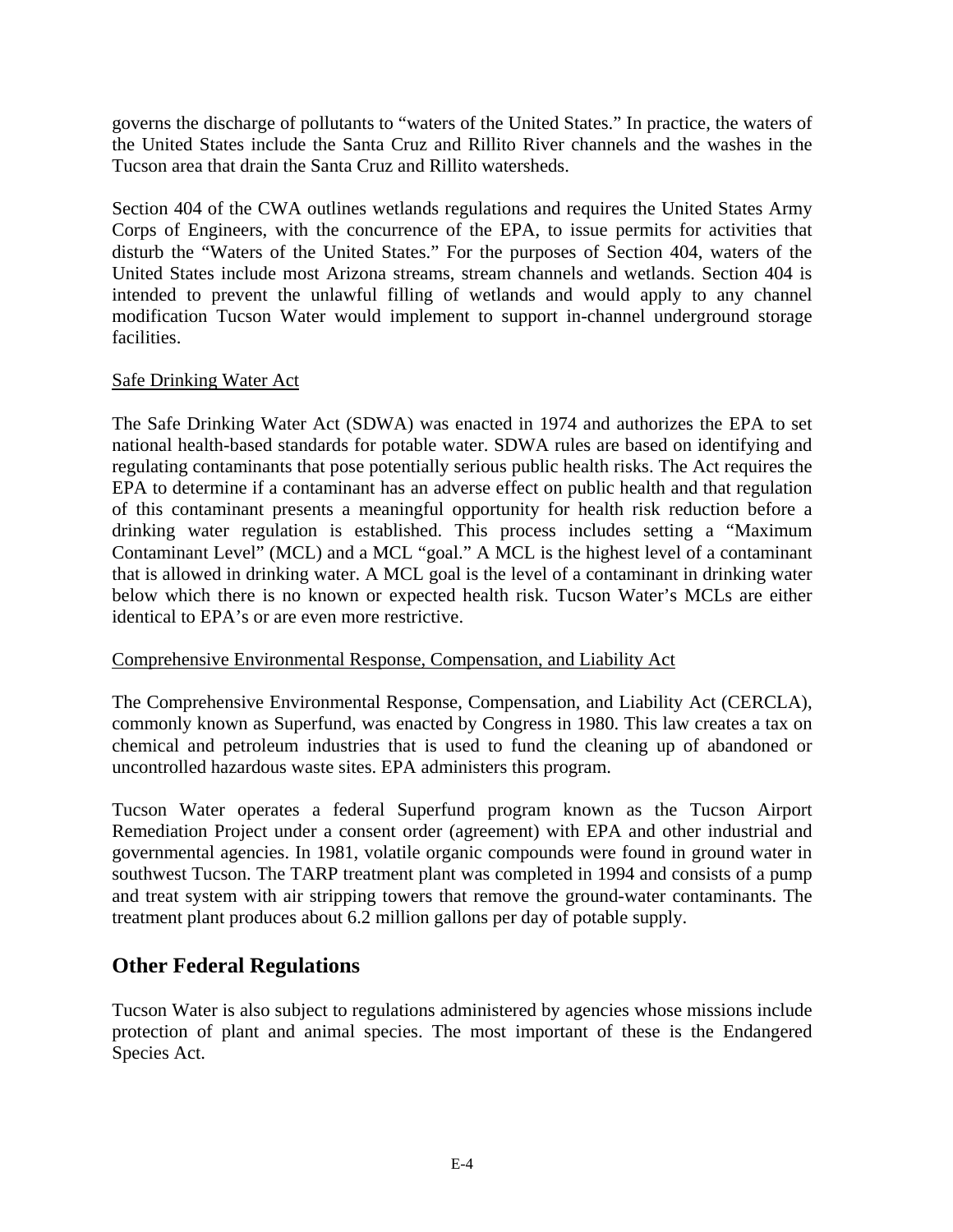governs the discharge of pollutants to "waters of the United States." In practice, the waters of the United States include the Santa Cruz and Rillito River channels and the washes in the Tucson area that drain the Santa Cruz and Rillito watersheds.

Section 404 of the CWA outlines wetlands regulations and requires the United States Army Corps of Engineers, with the concurrence of the EPA, to issue permits for activities that disturb the "Waters of the United States." For the purposes of Section 404, waters of the United States include most Arizona streams, stream channels and wetlands. Section 404 is intended to prevent the unlawful filling of wetlands and would apply to any channel modification Tucson Water would implement to support in-channel underground storage facilities.

<u>Safe Drinking Water Act</u>

The Safe Drinking Water Act (SDWA) was enacted in 1974 and authorizes the EPA to set national health-based standards for potable water. SDWA rules are based on identifying and regulating contaminants that pose potentially serious public health risks. The Act requires the EPA to determine if a contaminant has an adverse effect on public health and that regulation of this contaminant presents a meaningful opportunity for health risk reduction before a drinking water regulation is established. This process includes setting a "Maximum Contaminant Level" (MCL) and a MCL "goal." A MCL is the highest level of a contaminant that is allowed in drinking water. A MCL goal is the level of a contaminant in drinking water below which there is no known or expected health risk. Tucson Water's MCLs are either identical to EPA's or are even more restrictive.

<u>Comprehensive Environmental Response, Compensation, and Liability Act</u>

The Comprehensive Environmental Response, Compensation, and Liability Act (CERCLA), commonly known as Superfund, was enacted by Congress in 1980. This law creates a tax on chemical and petroleum industries that is used to fund the cleaning up of abandoned or uncontrolled hazardous waste sites. EPA administers this program.

Tucson Water operates a federal Superfund program known as the Tucson Airport Remediation Project under a consent order (agreement) with EPA and other industrial and governmental agencies. In 1981, volatile organic compounds were found in ground water in southwest Tucson. The TARP treatment plant was completed in 1994 and consists of a pump and treat system with air stripping towers that remove the ground-water contaminants. The treatment plant produces about 6.2 million gallons per day of potable supply.

## Other Federal Regulations

Tucson Water is also subject to regulations administered by agencies whose missions include protection of plant and animal species. The most important of these is the Endangered Species Act.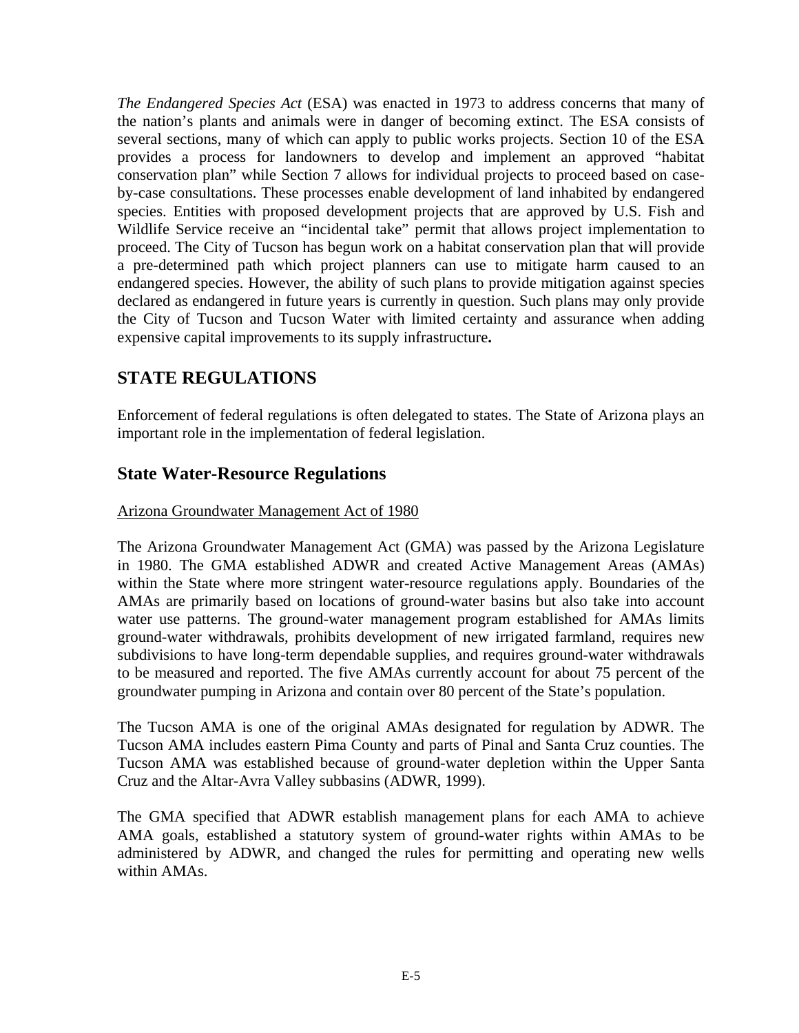*The Endangered Species Act* (ESA) was enacted in 1973 to address concerns that many of the nation's plants and animals were in danger of becoming extinct. The ESA consists of several sections, many of which can apply to public works projects. Section 10 of the ESA provides a process for landowners to develop and implement an approved "habitat conservation plan" while Section 7 allows for individual projects to proceed based on case-by-case consultations. These processes enable development of land inhabited by endangered species. Entities with proposed development projects that are approved by U.S. Fish and Wildlife Service receive an "incidental take" permit that allows project implementation to proceed. The City of Tucson has begun work on a habitat conservation plan that will provide a pre-determined path which project planners can use to mitigate harm caused to an endangered species. However, the ability of such plans to provide mitigation against species declared as endangered in future years is currently in question. Such plans may only provide the City of Tucson and Tucson Water with limited certainty and assurance when adding expensive capital improvements to its supply infrastructure**.**

## STATE REGULATIONS

Enforcement of federal regulations is often delegated to states. The State of Arizona plays an important role in the implementation of federal legislation.

### State Water-Resource Regulations

<u>Arizona Groundwater Management Act of 1980</u>

The Arizona Groundwater Management Act (GMA) was passed by the Arizona Legislature in 1980. The GMA established ADWR and created Active Management Areas (AMAs) within the State where more stringent water-resource regulations apply. Boundaries of the AMAs are primarily based on locations of ground-water basins but also take into account water use patterns. The ground-water management program established for AMAs limits ground-water withdrawals, prohibits development of new irrigated farmland, requires new subdivisions to have long-term dependable supplies, and requires ground-water withdrawals to be measured and reported. The five AMAs currently account for about 75 percent of the groundwater pumping in Arizona and contain over 80 percent of the State's population.

The Tucson AMA is one of the original AMAs designated for regulation by ADWR. The Tucson AMA includes eastern Pima County and parts of Pinal and Santa Cruz counties. The Tucson AMA was established because of ground-water depletion within the Upper Santa Cruz and the Altar-Avra Valley subbasins (ADWR, 1999).

The GMA specified that ADWR establish management plans for each AMA to achieve AMA goals, established a statutory system of ground-water rights within AMAs to be administered by ADWR, and changed the rules for permitting and operating new wells within AMAs.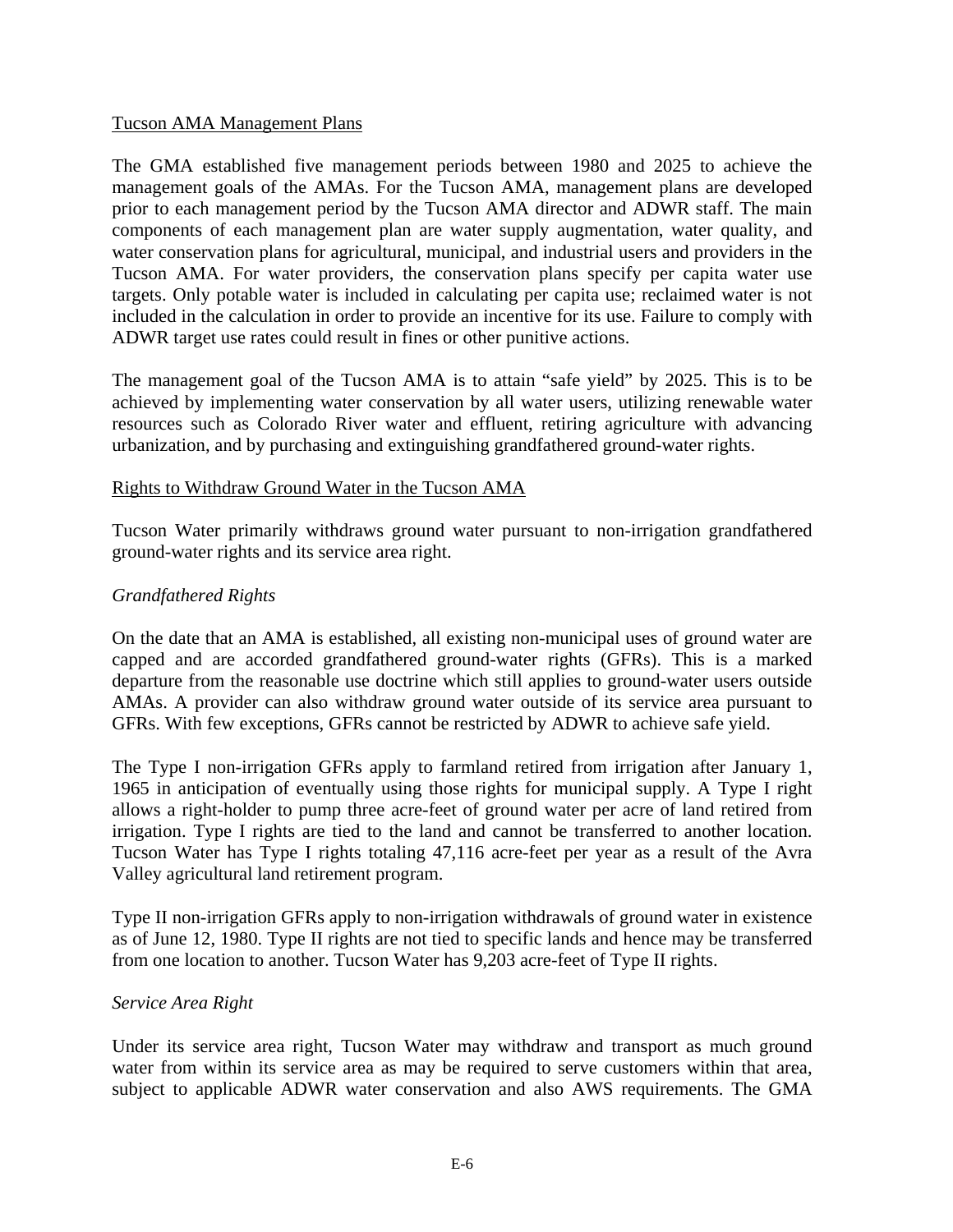Tucson AMA Management Plans

The GMA established five management periods between 1980 and 2025 to achieve the management goals of the AMAs. For the Tucson AMA, management plans are developed prior to each management period by the Tucson AMA director and ADWR staff. The main components of each management plan are water supply augmentation, water quality, and water conservation plans for agricultural, municipal, and industrial users and providers in the Tucson AMA. For water providers, the conservation plans specify per capita water use targets. Only potable water is included in calculating per capita use; reclaimed water is not included in the calculation in order to provide an incentive for its use. Failure to comply with ADWR target use rates could result in fines or other punitive actions.

The management goal of the Tucson AMA is to attain "safe yield" by 2025. This is to be achieved by implementing water conservation by all water users, utilizing renewable water resources such as Colorado River water and effluent, retiring agriculture with advancing urbanization, and by purchasing and extinguishing grandfathered ground-water rights.

Rights to Withdraw Ground Water in the Tucson AMA

Tucson Water primarily withdraws ground water pursuant to non-irrigation grandfathered ground-water rights and its service area right.

*Grandfathered Rights*

On the date that an AMA is established, all existing non-municipal uses of ground water are capped and are accorded grandfathered ground-water rights (GFRs). This is a marked departure from the reasonable use doctrine which still applies to ground-water users outside AMAs. A provider can also withdraw ground water outside of its service area pursuant to GFRs. With few exceptions, GFRs cannot be restricted by ADWR to achieve safe yield.

The Type I non-irrigation GFRs apply to farmland retired from irrigation after January 1, 1965 in anticipation of eventually using those rights for municipal supply. A Type I right allows a right-holder to pump three acre-feet of ground water per acre of land retired from irrigation. Type I rights are tied to the land and cannot be transferred to another location. Tucson Water has Type I rights totaling 47,116 acre-feet per year as a result of the Avra Valley agricultural land retirement program.

Type II non-irrigation GFRs apply to non-irrigation withdrawals of ground water in existence as of June 12, 1980. Type II rights are not tied to specific lands and hence may be transferred from one location to another. Tucson Water has 9,203 acre-feet of Type II rights.

*Service Area Right*

Under its service area right, Tucson Water may withdraw and transport as much ground water from within its service area as may be required to serve customers within that area, subject to applicable ADWR water conservation and also AWS requirements. The GMA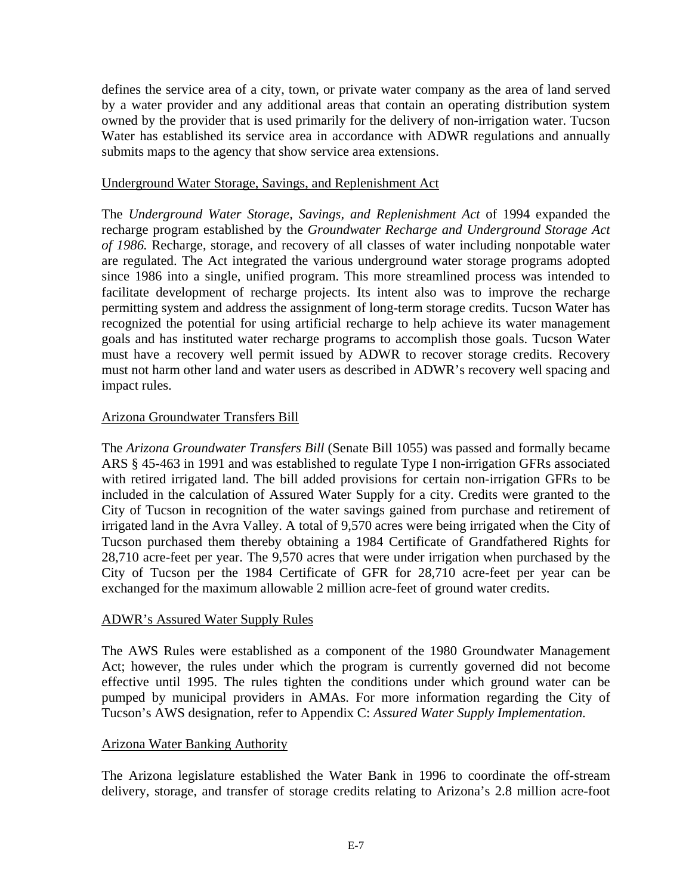defines the service area of a city, town, or private water company as the area of land served by a water provider and any additional areas that contain an operating distribution system owned by the provider that is used primarily for the delivery of non-irrigation water. Tucson Water has established its service area in accordance with ADWR regulations and annually submits maps to the agency that show service area extensions.

## Underground Water Storage, Savings, and Replenishment Act

The *Underground Water Storage, Savings, and Replenishment Act* of 1994 expanded the recharge program established by the *Groundwater Recharge and Underground Storage Act of 1986.* Recharge, storage, and recovery of all classes of water including nonpotable water are regulated. The Act integrated the various underground water storage programs adopted since 1986 into a single, unified program. This more streamlined process was intended to facilitate development of recharge projects. Its intent also was to improve the recharge permitting system and address the assignment of long-term storage credits. Tucson Water has recognized the potential for using artificial recharge to help achieve its water management goals and has instituted water recharge programs to accomplish those goals. Tucson Water must have a recovery well permit issued by ADWR to recover storage credits. Recovery must not harm other land and water users as described in ADWR's recovery well spacing and impact rules.

## Arizona Groundwater Transfers Bill

The *Arizona Groundwater Transfers Bill* (Senate Bill 1055) was passed and formally became ARS § 45-463 in 1991 and was established to regulate Type I non-irrigation GFRs associated with retired irrigated land. The bill added provisions for certain non-irrigation GFRs to be included in the calculation of Assured Water Supply for a city. Credits were granted to the City of Tucson in recognition of the water savings gained from purchase and retirement of irrigated land in the Avra Valley. A total of 9,570 acres were being irrigated when the City of Tucson purchased them thereby obtaining a 1984 Certificate of Grandfathered Rights for 28,710 acre-feet per year. The 9,570 acres that were under irrigation when purchased by the City of Tucson per the 1984 Certificate of GFR for 28,710 acre-feet per year can be exchanged for the maximum allowable 2 million acre-feet of ground water credits.

## ADWR's Assured Water Supply Rules

The AWS Rules were established as a component of the 1980 Groundwater Management Act; however, the rules under which the program is currently governed did not become effective until 1995. The rules tighten the conditions under which ground water can be pumped by municipal providers in AMAs. For more information regarding the City of Tucson's AWS designation, refer to Appendix C: *Assured Water Supply Implementation.*

## Arizona Water Banking Authority

The Arizona legislature established the Water Bank in 1996 to coordinate the off-stream delivery, storage, and transfer of storage credits relating to Arizona's 2.8 million acre-foot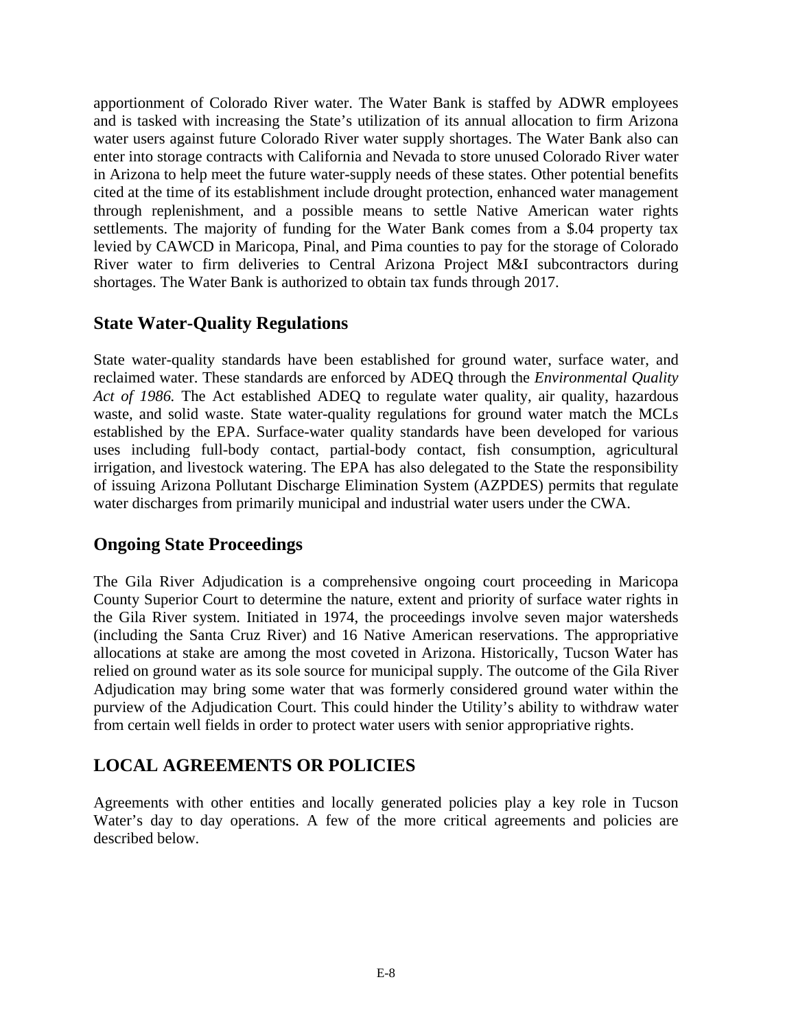apportionment of Colorado River water. The Water Bank is staffed by ADWR employees and is tasked with increasing the State's utilization of its annual allocation to firm Arizona water users against future Colorado River water supply shortages. The Water Bank also can enter into storage contracts with California and Nevada to store unused Colorado River water in Arizona to help meet the future water-supply needs of these states. Other potential benefits cited at the time of its establishment include drought protection, enhanced water management through replenishment, and a possible means to settle Native American water rights settlements. The majority of funding for the Water Bank comes from a $.04 property tax levied by CAWCD in Maricopa, Pinal, and Pima counties to pay for the storage of Colorado River water to firm deliveries to Central Arizona Project M&I subcontractors during shortages. The Water Bank is authorized to obtain tax funds through 2017.

### State Water-Quality Regulations

State water-quality standards have been established for ground water, surface water, and reclaimed water. These standards are enforced by ADEQ through the *Environmental Quality Act of 1986.* The Act established ADEQ to regulate water quality, air quality, hazardous waste, and solid waste. State water-quality regulations for ground water match the MCLs established by the EPA. Surface-water quality standards have been developed for various uses including full-body contact, partial-body contact, fish consumption, agricultural irrigation, and livestock watering. The EPA has also delegated to the State the responsibility of issuing Arizona Pollutant Discharge Elimination System (AZPDES) permits that regulate water discharges from primarily municipal and industrial water users under the CWA.

### Ongoing State Proceedings

The Gila River Adjudication is a comprehensive ongoing court proceeding in Maricopa County Superior Court to determine the nature, extent and priority of surface water rights in the Gila River system. Initiated in 1974, the proceedings involve seven major watersheds (including the Santa Cruz River) and 16 Native American reservations. The appropriative allocations at stake are among the most coveted in Arizona. Historically, Tucson Water has relied on ground water as its sole source for municipal supply. The outcome of the Gila River Adjudication may bring some water that was formerly considered ground water within the purview of the Adjudication Court. This could hinder the Utility's ability to withdraw water from certain well fields in order to protect water users with senior appropriative rights.

## LOCAL AGREEMENTS OR POLICIES

Agreements with other entities and locally generated policies play a key role in Tucson Water's day to day operations. A few of the more critical agreements and policies are described below.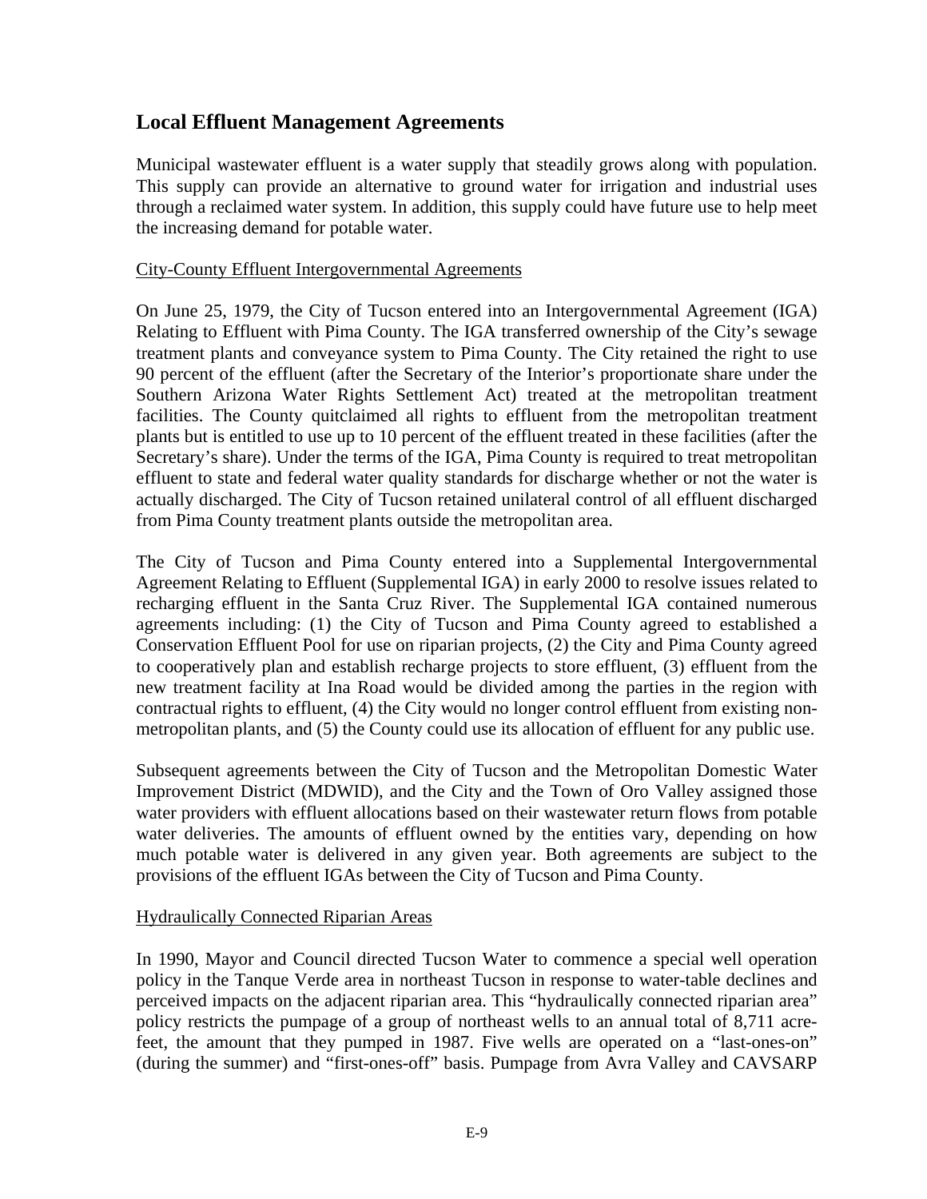## Local Effluent Management Agreements

Municipal wastewater effluent is a water supply that steadily grows along with population. This supply can provide an alternative to ground water for irrigation and industrial uses through a reclaimed water system. In addition, this supply could have future use to help meet the increasing demand for potable water.

City-County Effluent Intergovernmental Agreements

On June 25, 1979, the City of Tucson entered into an Intergovernmental Agreement (IGA) Relating to Effluent with Pima County. The IGA transferred ownership of the City's sewage treatment plants and conveyance system to Pima County. The City retained the right to use 90 percent of the effluent (after the Secretary of the Interior's proportionate share under the Southern Arizona Water Rights Settlement Act) treated at the metropolitan treatment facilities. The County quitclaimed all rights to effluent from the metropolitan treatment plants but is entitled to use up to 10 percent of the effluent treated in these facilities (after the Secretary's share). Under the terms of the IGA, Pima County is required to treat metropolitan effluent to state and federal water quality standards for discharge whether or not the water is actually discharged. The City of Tucson retained unilateral control of all effluent discharged from Pima County treatment plants outside the metropolitan area.

The City of Tucson and Pima County entered into a Supplemental Intergovernmental Agreement Relating to Effluent (Supplemental IGA) in early 2000 to resolve issues related to recharging effluent in the Santa Cruz River. The Supplemental IGA contained numerous agreements including: (1) the City of Tucson and Pima County agreed to established a Conservation Effluent Pool for use on riparian projects, (2) the City and Pima County agreed to cooperatively plan and establish recharge projects to store effluent, (3) effluent from the new treatment facility at Ina Road would be divided among the parties in the region with contractual rights to effluent, (4) the City would no longer control effluent from existing non-metropolitan plants, and (5) the County could use its allocation of effluent for any public use.

Subsequent agreements between the City of Tucson and the Metropolitan Domestic Water Improvement District (MDWID), and the City and the Town of Oro Valley assigned those water providers with effluent allocations based on their wastewater return flows from potable water deliveries. The amounts of effluent owned by the entities vary, depending on how much potable water is delivered in any given year. Both agreements are subject to the provisions of the effluent IGAs between the City of Tucson and Pima County.

Hydraulically Connected Riparian Areas

In 1990, Mayor and Council directed Tucson Water to commence a special well operation policy in the Tanque Verde area in northeast Tucson in response to water-table declines and perceived impacts on the adjacent riparian area. This "hydraulically connected riparian area" policy restricts the pumpage of a group of northeast wells to an annual total of 8,711 acre-feet, the amount that they pumped in 1987. Five wells are operated on a "last-ones-on" (during the summer) and "first-ones-off" basis. Pumpage from Avra Valley and CAVSARP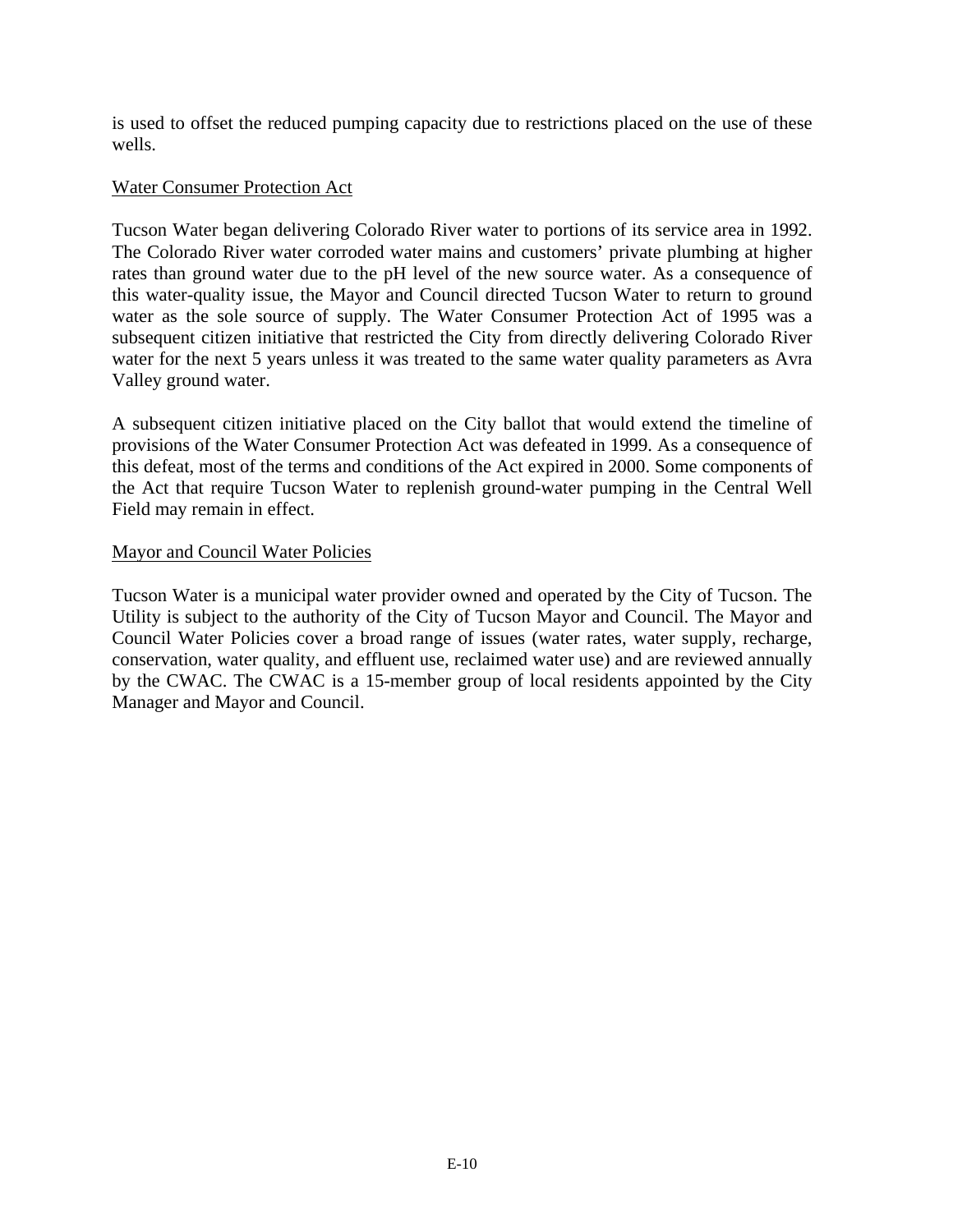is used to offset the reduced pumping capacity due to restrictions placed on the use of these wells.

<u>Water Consumer Protection Act</u>

Tucson Water began delivering Colorado River water to portions of its service area in 1992. The Colorado River water corroded water mains and customers' private plumbing at higher rates than ground water due to the pH level of the new source water. As a consequence of this water-quality issue, the Mayor and Council directed Tucson Water to return to ground water as the sole source of supply. The Water Consumer Protection Act of 1995 was a subsequent citizen initiative that restricted the City from directly delivering Colorado River water for the next 5 years unless it was treated to the same water quality parameters as Avra Valley ground water.

A subsequent citizen initiative placed on the City ballot that would extend the timeline of provisions of the Water Consumer Protection Act was defeated in 1999. As a consequence of this defeat, most of the terms and conditions of the Act expired in 2000. Some components of the Act that require Tucson Water to replenish ground-water pumping in the Central Well Field may remain in effect.

<u>Mayor and Council Water Policies</u>

Tucson Water is a municipal water provider owned and operated by the City of Tucson. The Utility is subject to the authority of the City of Tucson Mayor and Council. The Mayor and Council Water Policies cover a broad range of issues (water rates, water supply, recharge, conservation, water quality, and effluent use, reclaimed water use) and are reviewed annually by the CWAC. The CWAC is a 15-member group of local residents appointed by the City Manager and Mayor and Council.